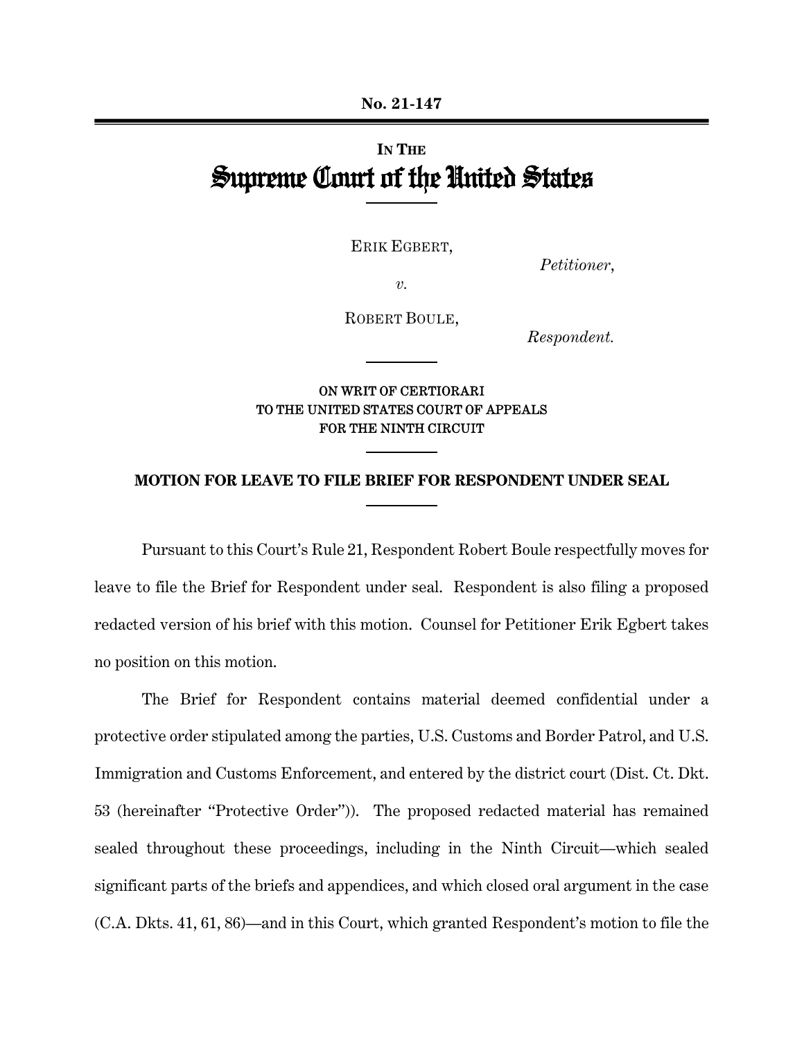No. 21-147

IN THE

# Supreme Court of the United States

ERIK EGBERT,

*Petitioner*,

*v.*

ROBERT BOULE,

*Respondent.*

ON WRIT OF CERTIORARI
TO THE UNITED STATES COURT OF APPEALS
FOR THE NINTH CIRCUIT

**MOTION FOR LEAVE TO FILE BRIEF FOR RESPONDENT UNDER SEAL**

Pursuant to this Court's Rule 21, Respondent Robert Boule respectfully moves for leave to file the Brief for Respondent under seal. Respondent is also filing a proposed redacted version of his brief with this motion. Counsel for Petitioner Erik Egbert takes no position on this motion.

The Brief for Respondent contains material deemed confidential under a protective order stipulated among the parties, U.S. Customs and Border Patrol, and U.S. Immigration and Customs Enforcement, and entered by the district court (Dist. Ct. Dkt. 53 (hereinafter "Protective Order")). The proposed redacted material has remained sealed throughout these proceedings, including in the Ninth Circuit—which sealed significant parts of the briefs and appendices, and which closed oral argument in the case (C.A. Dkts. 41, 61, 86)—and in this Court, which granted Respondent's motion to file the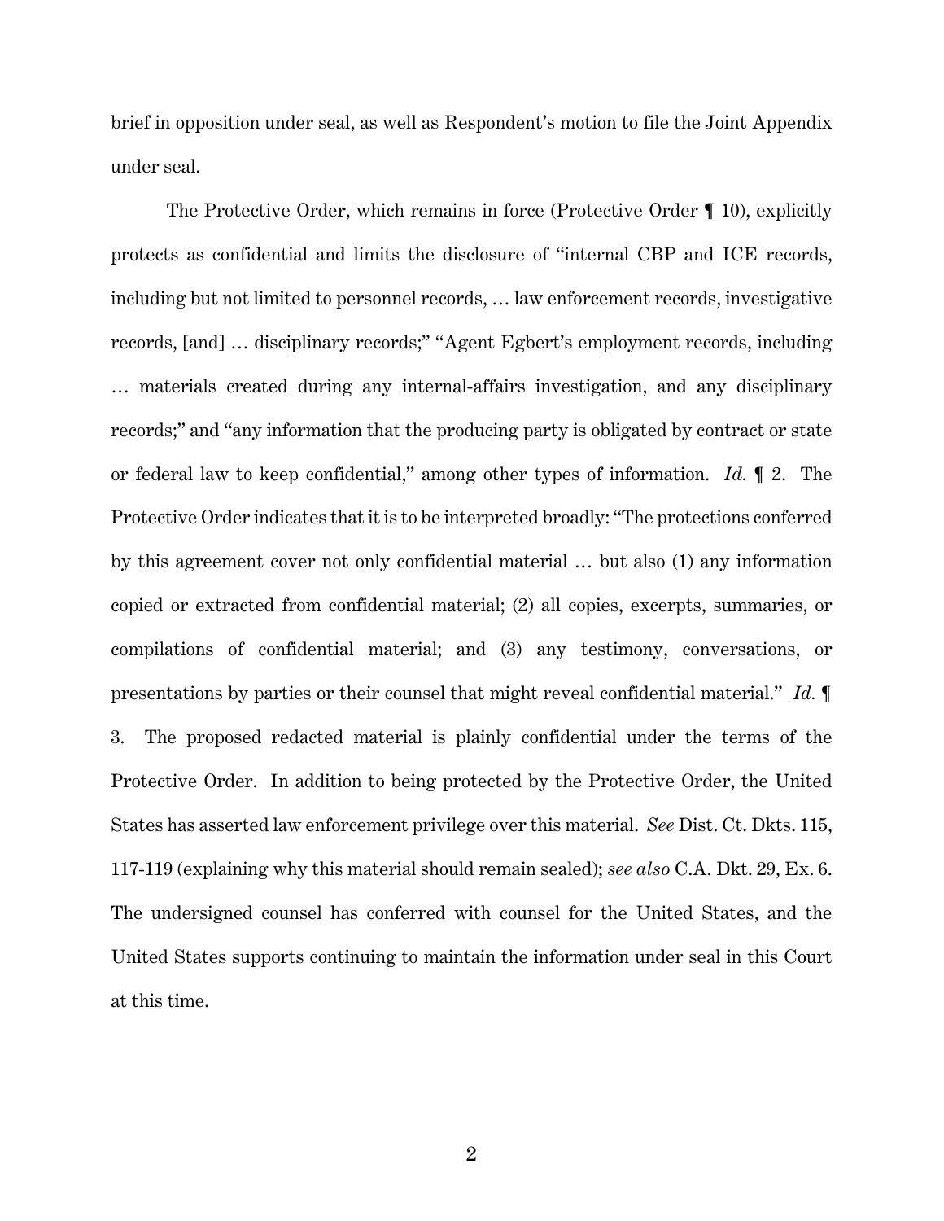brief in opposition under seal, as well as Respondent's motion to file the Joint Appendix under seal.

The Protective Order, which remains in force (Protective Order ¶ 10), explicitly protects as confidential and limits the disclosure of "internal CBP and ICE records, including but not limited to personnel records, … law enforcement records, investigative records, [and] … disciplinary records;" "Agent Egbert's employment records, including … materials created during any internal-affairs investigation, and any disciplinary records;" and "any information that the producing party is obligated by contract or state or federal law to keep confidential," among other types of information. *Id.* ¶ 2. The Protective Order indicates that it is to be interpreted broadly: "The protections conferred by this agreement cover not only confidential material … but also (1) any information copied or extracted from confidential material; (2) all copies, excerpts, summaries, or compilations of confidential material; and (3) any testimony, conversations, or presentations by parties or their counsel that might reveal confidential material." *Id.* ¶ 3. The proposed redacted material is plainly confidential under the terms of the Protective Order. In addition to being protected by the Protective Order, the United States has asserted law enforcement privilege over this material. *See* Dist. Ct. Dkts. 115, 117-119 (explaining why this material should remain sealed); *see also* C.A. Dkt. 29, Ex. 6. The undersigned counsel has conferred with counsel for the United States, and the United States supports continuing to maintain the information under seal in this Court at this time.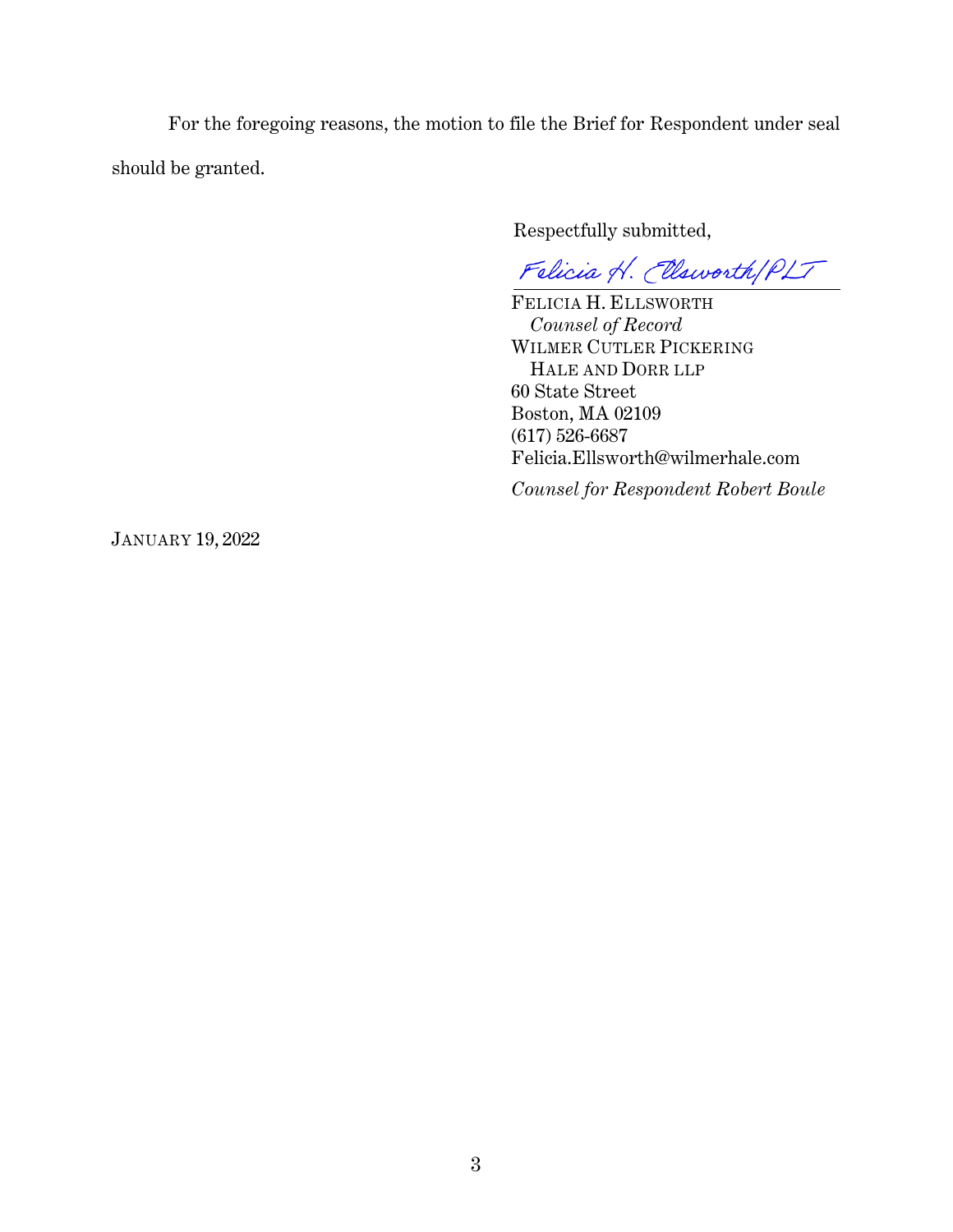For the foregoing reasons, the motion to file the Brief for Respondent under seal should be granted.

Respectfully submitted,

Felicia H. Ellsworth/PLT

FELICIA H. ELLSWORTH
*Counsel of Record*
WILMER CUTLER PICKERING
HALE AND DORR LLP
60 State Street
Boston, MA 02109
(617) 526-6687
Felicia.Ellsworth@wilmerhale.com

*Counsel for Respondent Robert Boule*

JANUARY 19, 2022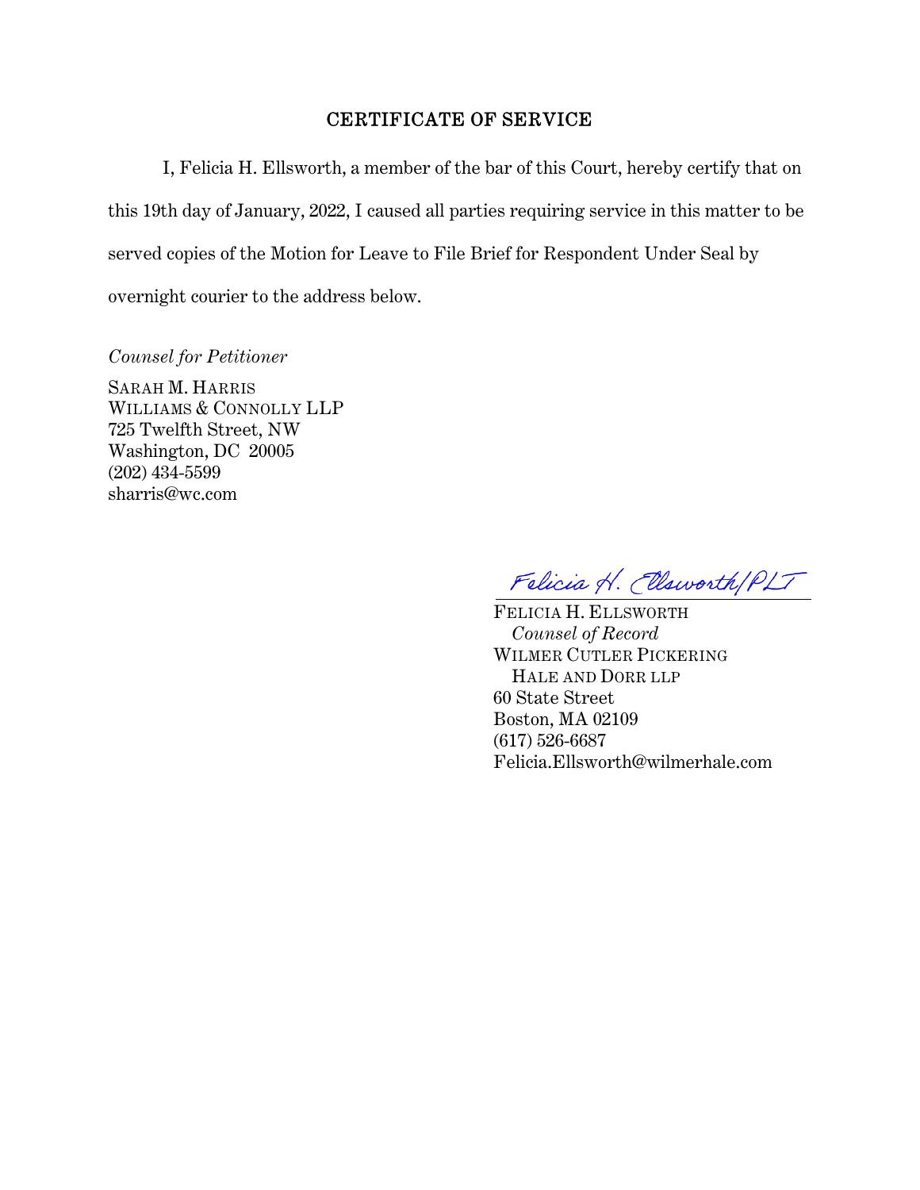## CERTIFICATE OF SERVICE

I, Felicia H. Ellsworth, a member of the bar of this Court, hereby certify that on this 19th day of January, 2022, I caused all parties requiring service in this matter to be served copies of the Motion for Leave to File Brief for Respondent Under Seal by overnight courier to the address below.

*Counsel for Petitioner*

SARAH M. HARRIS
WILLIAMS & CONNOLLY LLP
725 Twelfth Street, NW
Washington, DC 20005
(202) 434-5599
sharris@wc.com

Felicia H. Ellsworth/PLT

FELICIA H. ELLSWORTH
*Counsel of Record*
WILMER CUTLER PICKERING
HALE AND DORR LLP
60 State Street
Boston, MA 02109
(617) 526-6687
Felicia.Ellsworth@wilmerhale.com